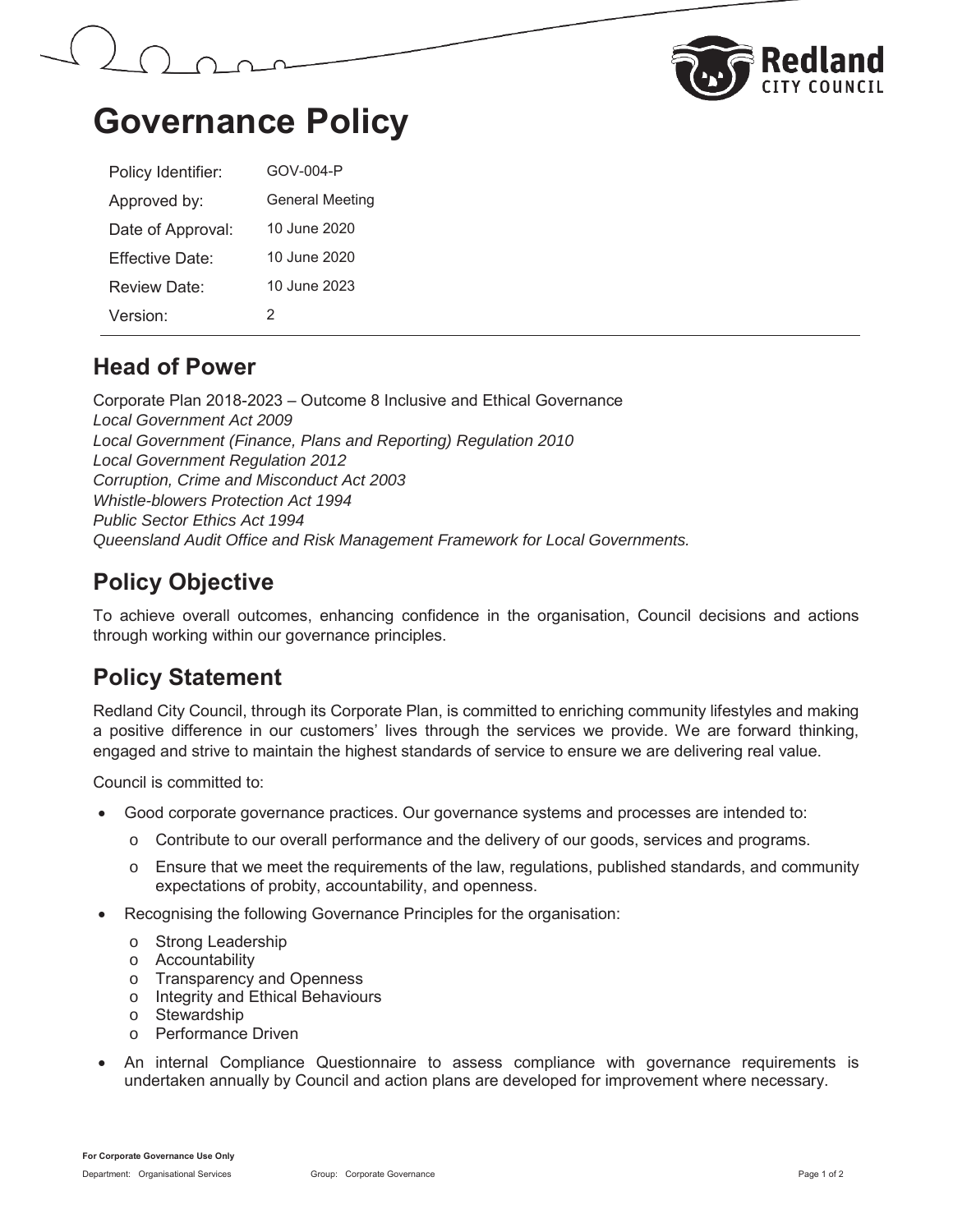# Governance Policy

| Policy Identifier: | GOV-004-P |
|---|---|
| Approved by: | General Meeting |
| Date of Approval: | 10 June 2020 |
| Effective Date: | 10 June 2020 |
| Review Date: | 10 June 2023 |
| Version: | 2 |

## Head of Power

Corporate Plan 2018-2023 – Outcome 8 Inclusive and Ethical Governance
*Local Government Act 2009*
*Local Government (Finance, Plans and Reporting) Regulation 2010*
*Local Government Regulation 2012*
*Corruption, Crime and Misconduct Act 2003*
*Whistle-blowers Protection Act 1994*
*Public Sector Ethics Act 1994*
*Queensland Audit Office and Risk Management Framework for Local Governments.*

## Policy Objective

To achieve overall outcomes, enhancing confidence in the organisation, Council decisions and actions through working within our governance principles.

## Policy Statement

Redland City Council, through its Corporate Plan, is committed to enriching community lifestyles and making a positive difference in our customers' lives through the services we provide. We are forward thinking, engaged and strive to maintain the highest standards of service to ensure we are delivering real value.

Council is committed to:

- Good corporate governance practices. Our governance systems and processes are intended to:
  - Contribute to our overall performance and the delivery of our goods, services and programs.
  - Ensure that we meet the requirements of the law, regulations, published standards, and community expectations of probity, accountability, and openness.
- Recognising the following Governance Principles for the organisation:
  - Strong Leadership
  - Accountability
  - Transparency and Openness
  - Integrity and Ethical Behaviours
  - Stewardship
  - Performance Driven
- An internal Compliance Questionnaire to assess compliance with governance requirements is undertaken annually by Council and action plans are developed for improvement where necessary.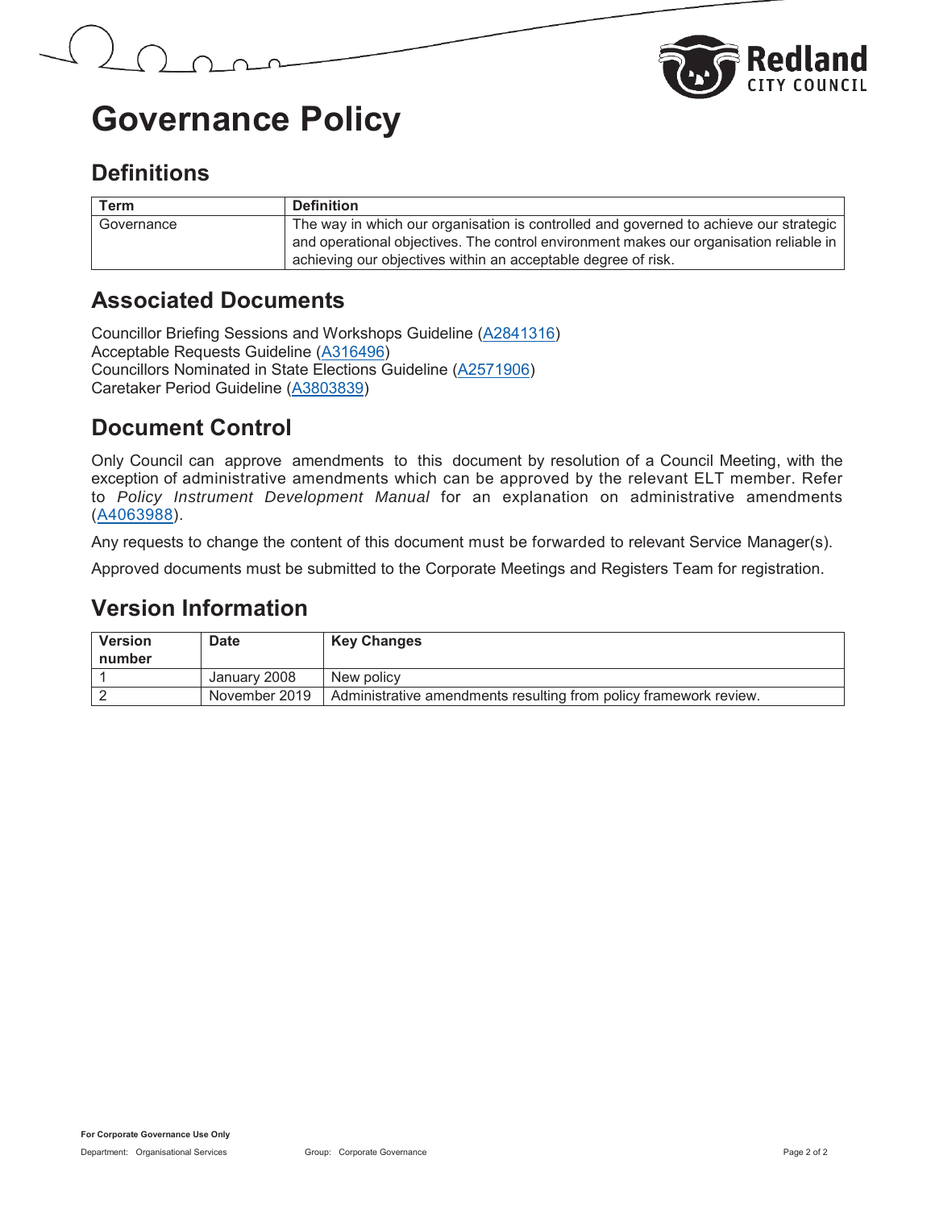# Governance Policy

## Definitions

| Term | Definition |
|---|---|
| Governance | The way in which our organisation is controlled and governed to achieve our strategic and operational objectives. The control environment makes our organisation reliable in achieving our objectives within an acceptable degree of risk. |

## Associated Documents

Councillor Briefing Sessions and Workshops Guideline (A2841316)
Acceptable Requests Guideline (A316496)
Councillors Nominated in State Elections Guideline (A2571906)
Caretaker Period Guideline (A3803839)

## Document Control

Only Council can approve amendments to this document by resolution of a Council Meeting, with the exception of administrative amendments which can be approved by the relevant ELT member. Refer to *Policy Instrument Development Manual* for an explanation on administrative amendments (A4063988).

Any requests to change the content of this document must be forwarded to relevant Service Manager(s).

Approved documents must be submitted to the Corporate Meetings and Registers Team for registration.

## Version Information

| Version number | Date | Key Changes |
|---|---|---|
| 1 | January 2008 | New policy |
| 2 | November 2019 | Administrative amendments resulting from policy framework review. |

**For Corporate Governance Use Only**

Department: Organisational Services Group: Corporate Governance